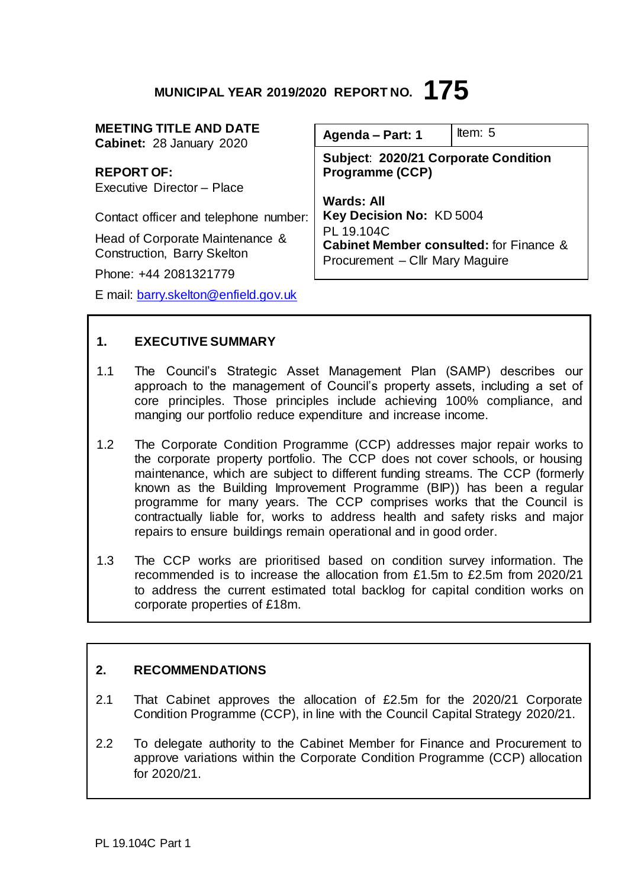**MUNICIPAL YEAR 2019/2020 REPORT NO. 175**

| | |
|---|---|
| **MEETING TITLE AND DATE**<br>**Cabinet:** 28 January 2020<br><br>**REPORT OF:**<br>Executive Director – Place<br><br>Contact officer and telephone number:<br>Head of Corporate Maintenance & Construction, Barry Skelton<br>Phone: +44 2081321779<br>E mail: barry.skelton@enfield.gov.uk | **Agenda – Part: 1** &nbsp;&nbsp; Item: 5<br><br>**Subject**: **2020/21 Corporate Condition Programme (CCP)**<br><br>**Wards: All**<br>**Key Decision No:** KD 5004<br>PL 19.104C<br>**Cabinet Member consulted:** for Finance & Procurement – Cllr Mary Maguire |

## 1. EXECUTIVE SUMMARY

1.1 The Council's Strategic Asset Management Plan (SAMP) describes our approach to the management of Council's property assets, including a set of core principles. Those principles include achieving 100% compliance, and manging our portfolio reduce expenditure and increase income.

1.2 The Corporate Condition Programme (CCP) addresses major repair works to the corporate property portfolio. The CCP does not cover schools, or housing maintenance, which are subject to different funding streams. The CCP (formerly known as the Building Improvement Programme (BIP)) has been a regular programme for many years. The CCP comprises works that the Council is contractually liable for, works to address health and safety risks and major repairs to ensure buildings remain operational and in good order.

1.3 The CCP works are prioritised based on condition survey information. The recommended is to increase the allocation from £1.5m to £2.5m from 2020/21 to address the current estimated total backlog for capital condition works on corporate properties of £18m.

## 2. RECOMMENDATIONS

2.1 That Cabinet approves the allocation of £2.5m for the 2020/21 Corporate Condition Programme (CCP), in line with the Council Capital Strategy 2020/21.

2.2 To delegate authority to the Cabinet Member for Finance and Procurement to approve variations within the Corporate Condition Programme (CCP) allocation for 2020/21.

PL 19.104C Part 1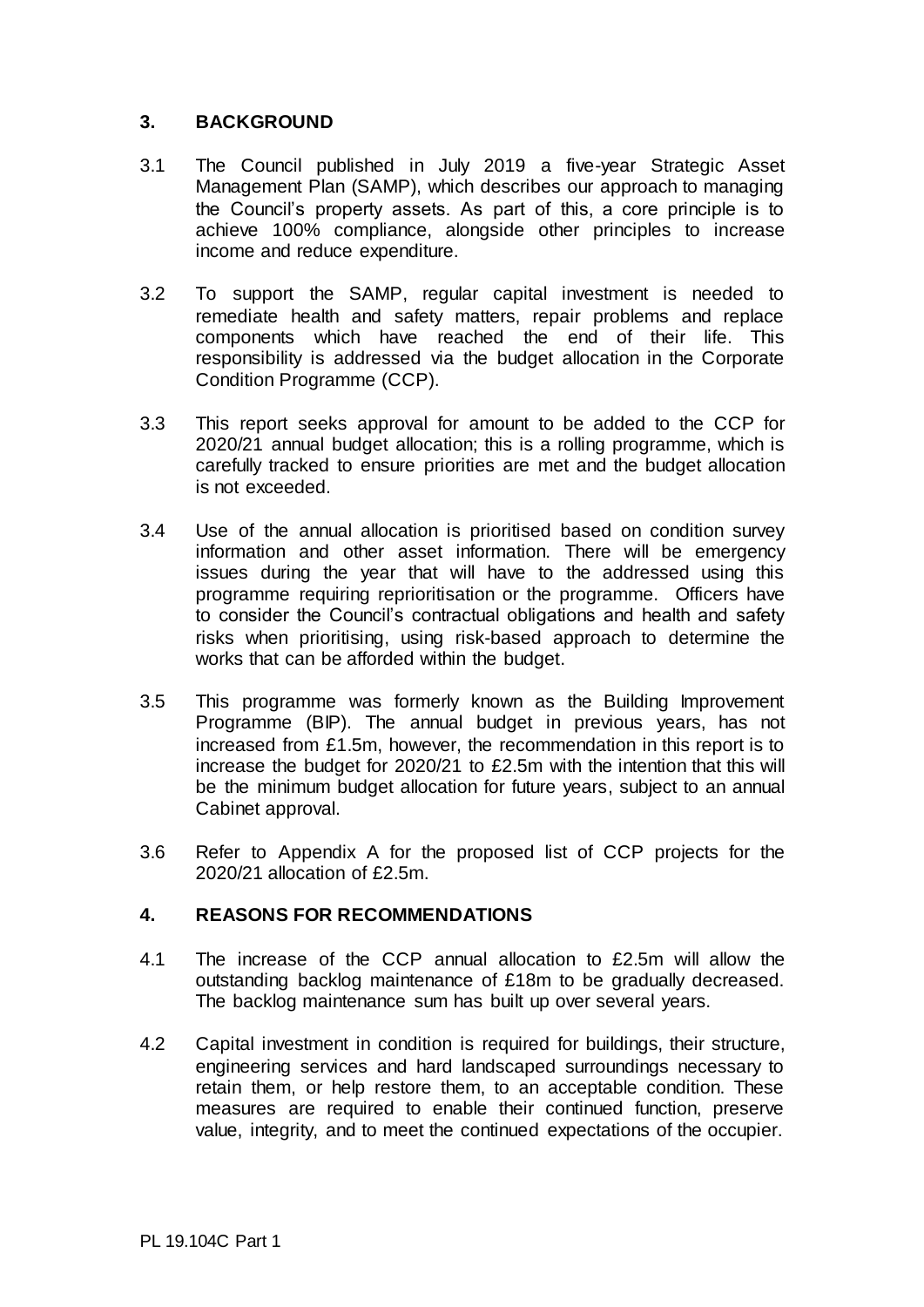## 3. BACKGROUND

3.1 The Council published in July 2019 a five-year Strategic Asset Management Plan (SAMP), which describes our approach to managing the Council's property assets. As part of this, a core principle is to achieve 100% compliance, alongside other principles to increase income and reduce expenditure.

3.2 To support the SAMP, regular capital investment is needed to remediate health and safety matters, repair problems and replace components which have reached the end of their life. This responsibility is addressed via the budget allocation in the Corporate Condition Programme (CCP).

3.3 This report seeks approval for amount to be added to the CCP for 2020/21 annual budget allocation; this is a rolling programme, which is carefully tracked to ensure priorities are met and the budget allocation is not exceeded.

3.4 Use of the annual allocation is prioritised based on condition survey information and other asset information. There will be emergency issues during the year that will have to the addressed using this programme requiring reprioritisation or the programme. Officers have to consider the Council's contractual obligations and health and safety risks when prioritising, using risk-based approach to determine the works that can be afforded within the budget.

3.5 This programme was formerly known as the Building Improvement Programme (BIP). The annual budget in previous years, has not increased from £1.5m, however, the recommendation in this report is to increase the budget for 2020/21 to £2.5m with the intention that this will be the minimum budget allocation for future years, subject to an annual Cabinet approval.

3.6 Refer to Appendix A for the proposed list of CCP projects for the 2020/21 allocation of £2.5m.

## 4. REASONS FOR RECOMMENDATIONS

4.1 The increase of the CCP annual allocation to £2.5m will allow the outstanding backlog maintenance of £18m to be gradually decreased. The backlog maintenance sum has built up over several years.

4.2 Capital investment in condition is required for buildings, their structure, engineering services and hard landscaped surroundings necessary to retain them, or help restore them, to an acceptable condition. These measures are required to enable their continued function, preserve value, integrity, and to meet the continued expectations of the occupier.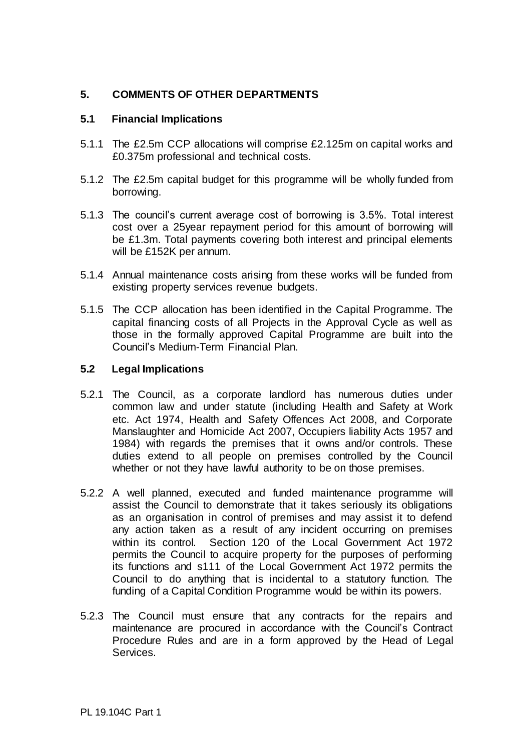## 5. COMMENTS OF OTHER DEPARTMENTS

### 5.1 Financial Implications

5.1.1 The £2.5m CCP allocations will comprise £2.125m on capital works and £0.375m professional and technical costs.

5.1.2 The £2.5m capital budget for this programme will be wholly funded from borrowing.

5.1.3 The council's current average cost of borrowing is 3.5%. Total interest cost over a 25year repayment period for this amount of borrowing will be £1.3m. Total payments covering both interest and principal elements will be £152K per annum.

5.1.4 Annual maintenance costs arising from these works will be funded from existing property services revenue budgets.

5.1.5 The CCP allocation has been identified in the Capital Programme. The capital financing costs of all Projects in the Approval Cycle as well as those in the formally approved Capital Programme are built into the Council's Medium-Term Financial Plan.

### 5.2 Legal Implications

5.2.1 The Council, as a corporate landlord has numerous duties under common law and under statute (including Health and Safety at Work etc. Act 1974, Health and Safety Offences Act 2008, and Corporate Manslaughter and Homicide Act 2007, Occupiers liability Acts 1957 and 1984) with regards the premises that it owns and/or controls. These duties extend to all people on premises controlled by the Council whether or not they have lawful authority to be on those premises.

5.2.2 A well planned, executed and funded maintenance programme will assist the Council to demonstrate that it takes seriously its obligations as an organisation in control of premises and may assist it to defend any action taken as a result of any incident occurring on premises within its control. Section 120 of the Local Government Act 1972 permits the Council to acquire property for the purposes of performing its functions and s111 of the Local Government Act 1972 permits the Council to do anything that is incidental to a statutory function. The funding of a Capital Condition Programme would be within its powers.

5.2.3 The Council must ensure that any contracts for the repairs and maintenance are procured in accordance with the Council's Contract Procedure Rules and are in a form approved by the Head of Legal Services.

PL 19.104C Part 1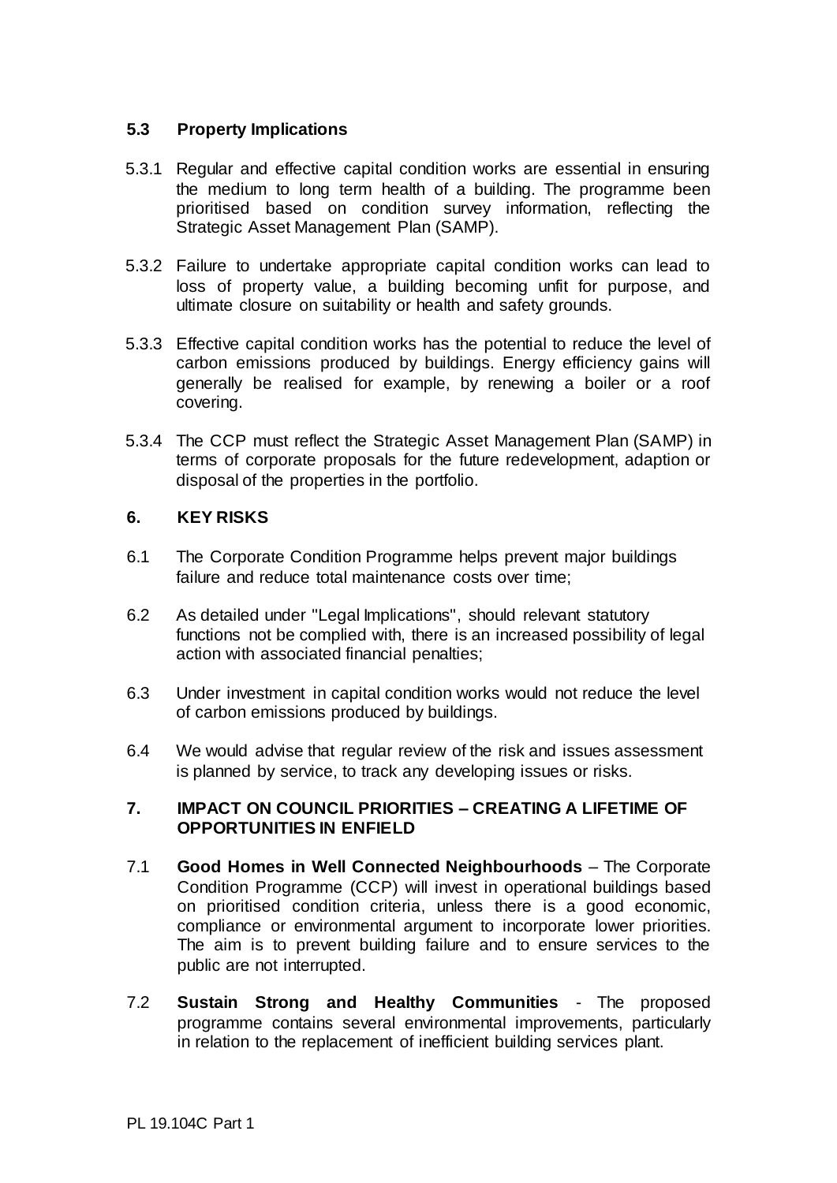### 5.3 Property Implications

5.3.1 Regular and effective capital condition works are essential in ensuring the medium to long term health of a building. The programme been prioritised based on condition survey information, reflecting the Strategic Asset Management Plan (SAMP).

5.3.2 Failure to undertake appropriate capital condition works can lead to loss of property value, a building becoming unfit for purpose, and ultimate closure on suitability or health and safety grounds.

5.3.3 Effective capital condition works has the potential to reduce the level of carbon emissions produced by buildings. Energy efficiency gains will generally be realised for example, by renewing a boiler or a roof covering.

5.3.4 The CCP must reflect the Strategic Asset Management Plan (SAMP) in terms of corporate proposals for the future redevelopment, adaption or disposal of the properties in the portfolio.

## 6. KEY RISKS

6.1 The Corporate Condition Programme helps prevent major buildings failure and reduce total maintenance costs over time;

6.2 As detailed under "Legal Implications", should relevant statutory functions not be complied with, there is an increased possibility of legal action with associated financial penalties;

6.3 Under investment in capital condition works would not reduce the level of carbon emissions produced by buildings.

6.4 We would advise that regular review of the risk and issues assessment is planned by service, to track any developing issues or risks.

## 7. IMPACT ON COUNCIL PRIORITIES – CREATING A LIFETIME OF OPPORTUNITIES IN ENFIELD

7.1 **Good Homes in Well Connected Neighbourhoods** – The Corporate Condition Programme (CCP) will invest in operational buildings based on prioritised condition criteria, unless there is a good economic, compliance or environmental argument to incorporate lower priorities. The aim is to prevent building failure and to ensure services to the public are not interrupted.

7.2 **Sustain Strong and Healthy Communities** - The proposed programme contains several environmental improvements, particularly in relation to the replacement of inefficient building services plant.

PL 19.104C Part 1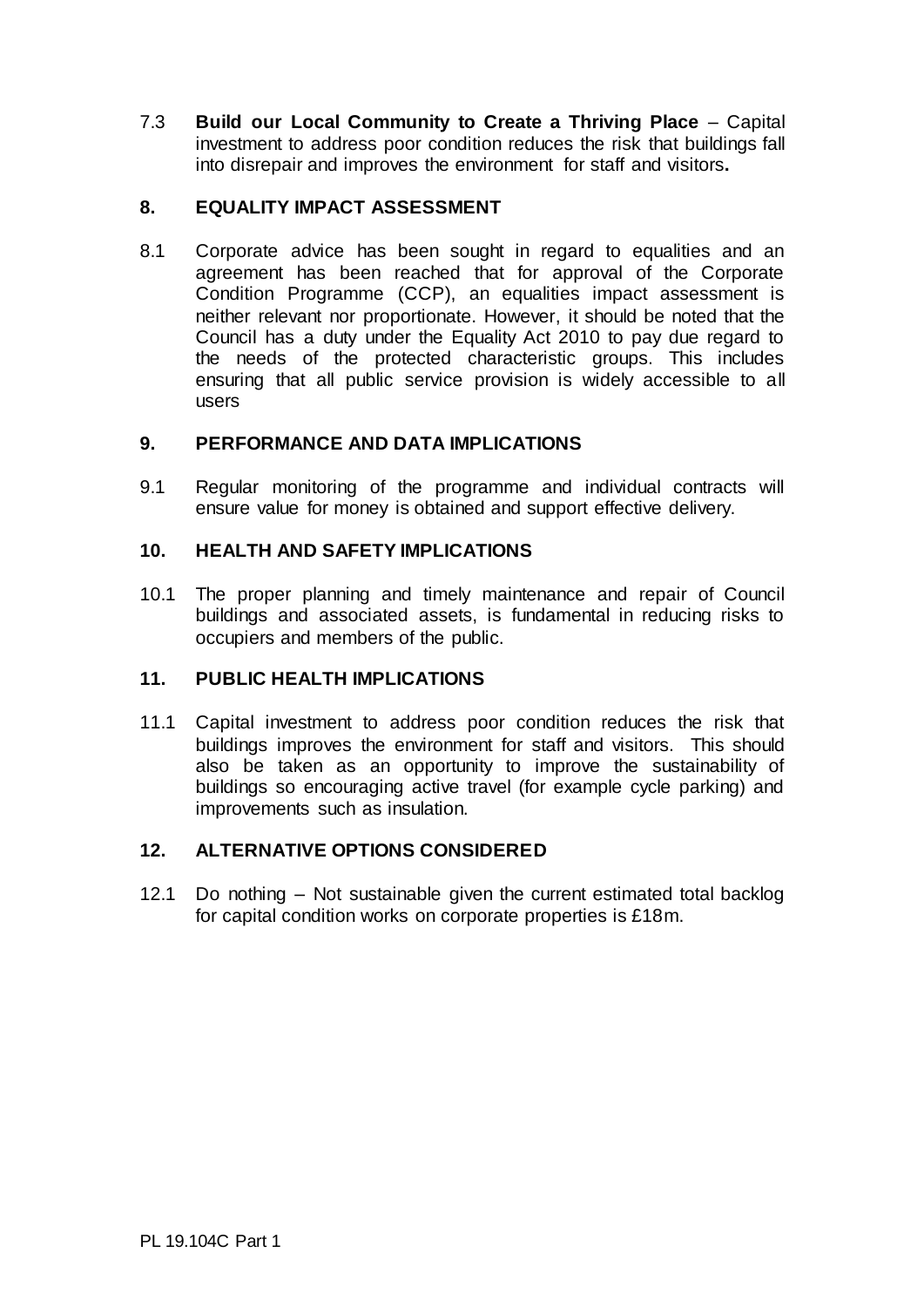7.3 **Build our Local Community to Create a Thriving Place** – Capital investment to address poor condition reduces the risk that buildings fall into disrepair and improves the environment for staff and visitors**.**

## 8. EQUALITY IMPACT ASSESSMENT

8.1 Corporate advice has been sought in regard to equalities and an agreement has been reached that for approval of the Corporate Condition Programme (CCP), an equalities impact assessment is neither relevant nor proportionate. However, it should be noted that the Council has a duty under the Equality Act 2010 to pay due regard to the needs of the protected characteristic groups. This includes ensuring that all public service provision is widely accessible to all users

## 9. PERFORMANCE AND DATA IMPLICATIONS

9.1 Regular monitoring of the programme and individual contracts will ensure value for money is obtained and support effective delivery.

## 10. HEALTH AND SAFETY IMPLICATIONS

10.1 The proper planning and timely maintenance and repair of Council buildings and associated assets, is fundamental in reducing risks to occupiers and members of the public.

## 11. PUBLIC HEALTH IMPLICATIONS

11.1 Capital investment to address poor condition reduces the risk that buildings improves the environment for staff and visitors. This should also be taken as an opportunity to improve the sustainability of buildings so encouraging active travel (for example cycle parking) and improvements such as insulation.

## 12. ALTERNATIVE OPTIONS CONSIDERED

12.1 Do nothing – Not sustainable given the current estimated total backlog for capital condition works on corporate properties is £18m.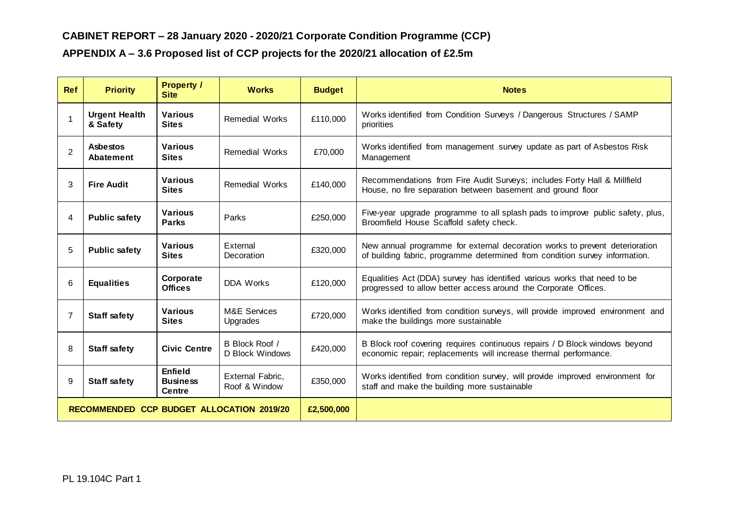# CABINET REPORT – 28 January 2020 - 2020/21 Corporate Condition Programme (CCP)

## APPENDIX A – 3.6 Proposed list of CCP projects for the 2020/21 allocation of £2.5m

| Ref | Priority | Property / Site | Works | Budget | Notes |
|---|---|---|---|---|---|
| 1 | **Urgent Health & Safety** | **Various Sites** | Remedial Works | £110,000 | Works identified from Condition Surveys / Dangerous Structures / SAMP priorities |
| 2 | **Asbestos Abatement** | **Various Sites** | Remedial Works | £70,000 | Works identified from management survey update as part of Asbestos Risk Management |
| 3 | **Fire Audit** | **Various Sites** | Remedial Works | £140,000 | Recommendations from Fire Audit Surveys; includes Forty Hall & Millfield House, no fire separation between basement and ground floor |
| 4 | **Public safety** | **Various Parks** | Parks | £250,000 | Five-year upgrade programme to all splash pads to improve public safety, plus, Broomfield House Scaffold safety check. |
| 5 | **Public safety** | **Various Sites** | External Decoration | £320,000 | New annual programme for external decoration works to prevent deterioration of building fabric, programme determined from condition survey information. |
| 6 | **Equalities** | **Corporate Offices** | DDA Works | £120,000 | Equalities Act (DDA) survey has identified various works that need to be progressed to allow better access around the Corporate Offices. |
| 7 | **Staff safety** | **Various Sites** | M&E Services Upgrades | £720,000 | Works identified from condition surveys, will provide improved environment and make the buildings more sustainable |
| 8 | **Staff safety** | **Civic Centre** | B Block Roof / D Block Windows | £420,000 | B Block roof covering requires continuous repairs / D Block windows beyond economic repair; replacements will increase thermal performance. |
| 9 | **Staff safety** | **Enfield Business Centre** | External Fabric, Roof & Window | £350,000 | Works identified from condition survey, will provide improved environment for staff and make the building more sustainable |
| **RECOMMENDED CCP BUDGET ALLOCATION 2019/20** | | | | **£2,500,000** | |

PL 19.104C Part 1